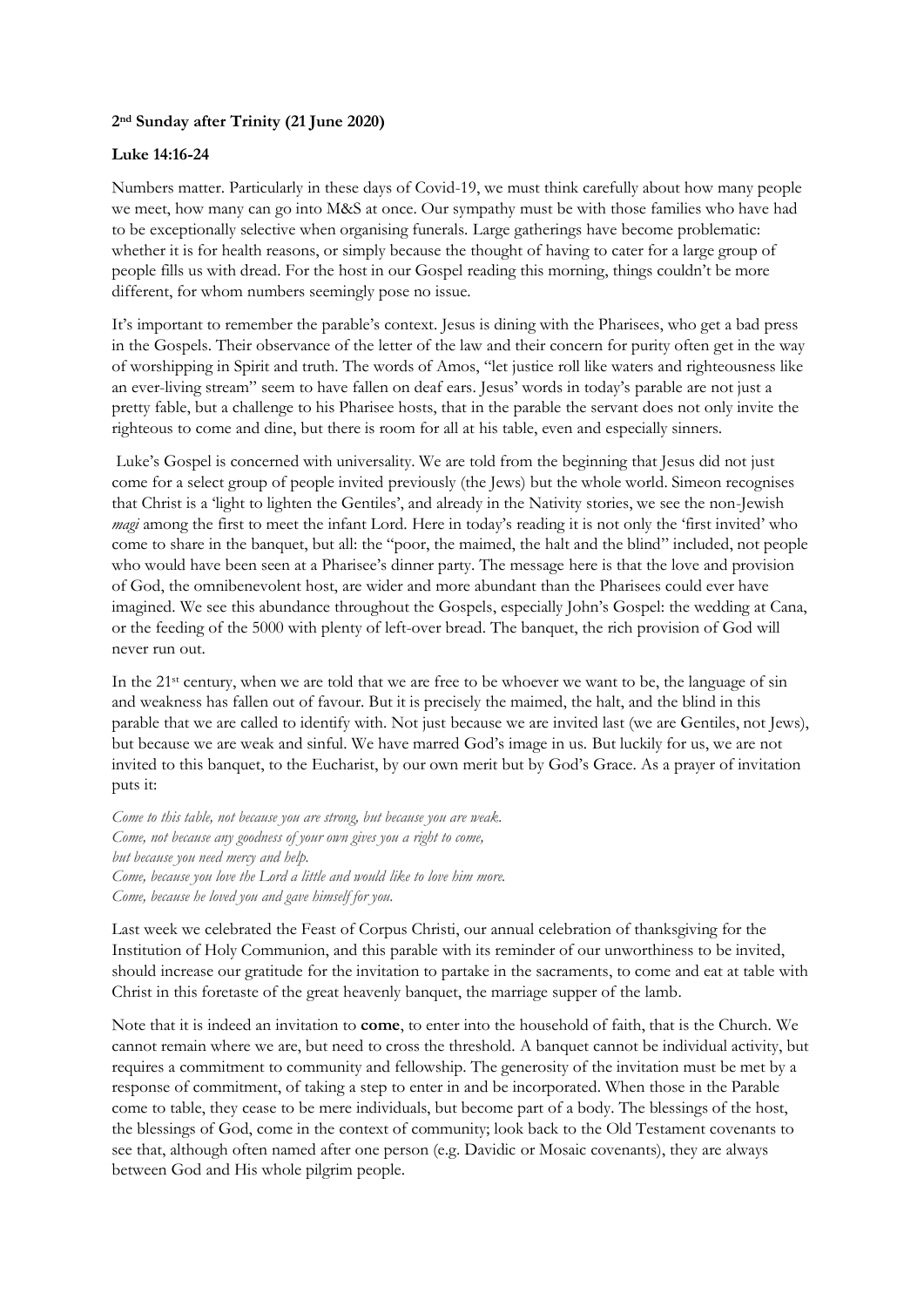**2nd Sunday after Trinity (21 June 2020)**

**Luke 14:16-24**

Numbers matter. Particularly in these days of Covid-19, we must think carefully about how many people we meet, how many can go into M&S at once. Our sympathy must be with those families who have had to be exceptionally selective when organising funerals. Large gatherings have become problematic: whether it is for health reasons, or simply because the thought of having to cater for a large group of people fills us with dread. For the host in our Gospel reading this morning, things couldn't be more different, for whom numbers seemingly pose no issue.

It's important to remember the parable's context. Jesus is dining with the Pharisees, who get a bad press in the Gospels. Their observance of the letter of the law and their concern for purity often get in the way of worshipping in Spirit and truth. The words of Amos, "let justice roll like waters and righteousness like an ever-living stream" seem to have fallen on deaf ears. Jesus' words in today's parable are not just a pretty fable, but a challenge to his Pharisee hosts, that in the parable the servant does not only invite the righteous to come and dine, but there is room for all at his table, even and especially sinners.

Luke's Gospel is concerned with universality. We are told from the beginning that Jesus did not just come for a select group of people invited previously (the Jews) but the whole world. Simeon recognises that Christ is a 'light to lighten the Gentiles', and already in the Nativity stories, we see the non-Jewish *magi* among the first to meet the infant Lord. Here in today's reading it is not only the 'first invited' who come to share in the banquet, but all: the "poor, the maimed, the halt and the blind" included, not people who would have been seen at a Pharisee's dinner party. The message here is that the love and provision of God, the omnibenevolent host, are wider and more abundant than the Pharisees could ever have imagined. We see this abundance throughout the Gospels, especially John's Gospel: the wedding at Cana, or the feeding of the 5000 with plenty of left-over bread. The banquet, the rich provision of God will never run out.

In the 21st century, when we are told that we are free to be whoever we want to be, the language of sin and weakness has fallen out of favour. But it is precisely the maimed, the halt, and the blind in this parable that we are called to identify with. Not just because we are invited last (we are Gentiles, not Jews), but because we are weak and sinful. We have marred God's image in us. But luckily for us, we are not invited to this banquet, to the Eucharist, by our own merit but by God's Grace. As a prayer of invitation puts it:

*Come to this table, not because you are strong, but because you are weak.*
*Come, not because any goodness of your own gives you a right to come,*
*but because you need mercy and help.*
*Come, because you love the Lord a little and would like to love him more.*
*Come, because he loved you and gave himself for you.*

Last week we celebrated the Feast of Corpus Christi, our annual celebration of thanksgiving for the Institution of Holy Communion, and this parable with its reminder of our unworthiness to be invited, should increase our gratitude for the invitation to partake in the sacraments, to come and eat at table with Christ in this foretaste of the great heavenly banquet, the marriage supper of the lamb.

Note that it is indeed an invitation to **come**, to enter into the household of faith, that is the Church. We cannot remain where we are, but need to cross the threshold. A banquet cannot be individual activity, but requires a commitment to community and fellowship. The generosity of the invitation must be met by a response of commitment, of taking a step to enter in and be incorporated. When those in the Parable come to table, they cease to be mere individuals, but become part of a body. The blessings of the host, the blessings of God, come in the context of community; look back to the Old Testament covenants to see that, although often named after one person (e.g. Davidic or Mosaic covenants), they are always between God and His whole pilgrim people.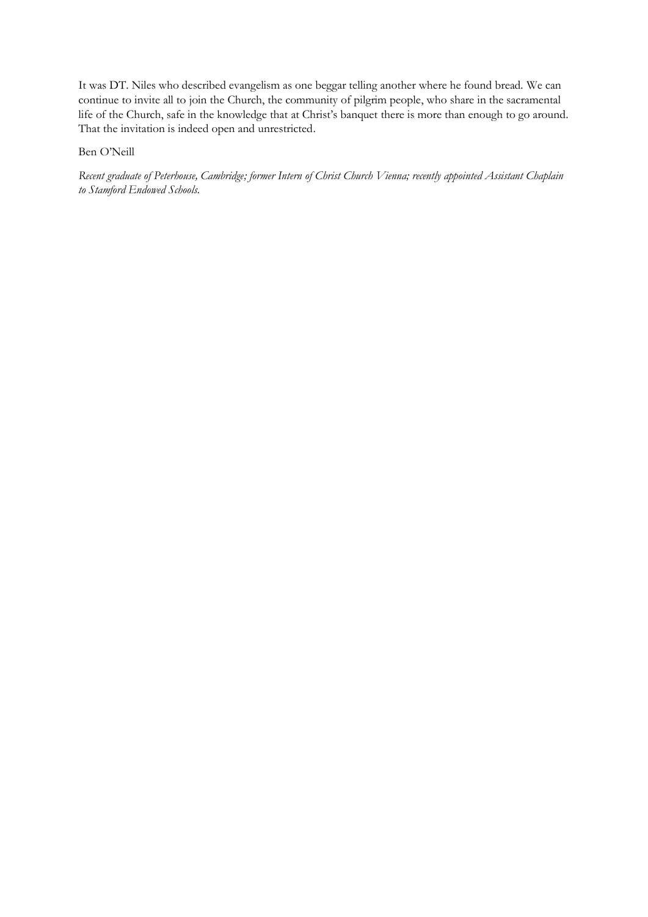It was DT. Niles who described evangelism as one beggar telling another where he found bread. We can continue to invite all to join the Church, the community of pilgrim people, who share in the sacramental life of the Church, safe in the knowledge that at Christ's banquet there is more than enough to go around. That the invitation is indeed open and unrestricted.

Ben O'Neill

*Recent graduate of Peterhouse, Cambridge; former Intern of Christ Church Vienna; recently appointed Assistant Chaplain to Stamford Endowed Schools.*